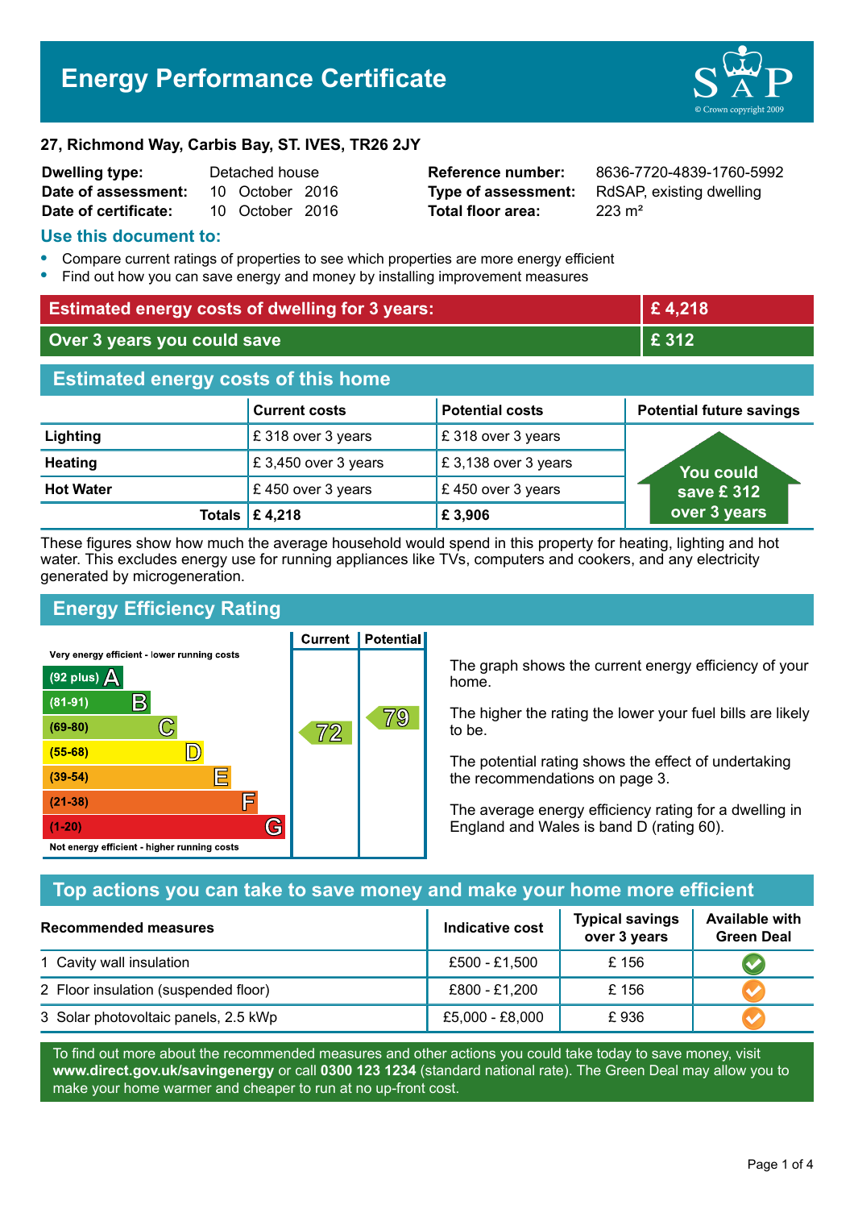# Energy Performance Certificate

**27, Richmond Way, Carbis Bay, ST. IVES, TR26 2JY**

| | | | |
|---|---|---|---|
| **Dwelling type:** | Detached house | **Reference number:** | 8636-7720-4839-1760-5992 |
| **Date of assessment:** | 10 October 2016 | **Type of assessment:** | RdSAP, existing dwelling |
| **Date of certificate:** | 10 October 2016 | **Total floor area:** | 223 m² |

## Use this document to:

- Compare current ratings of properties to see which properties are more energy efficient
- Find out how you can save energy and money by installing improvement measures

| | |
|---|---|
| **Estimated energy costs of dwelling for 3 years:** | **£ 4,218** |
| **Over 3 years you could save** | **£ 312** |

## Estimated energy costs of this home

| | Current costs | Potential costs | Potential future savings |
|---|---|---|---|
| **Lighting** | £ 318 over 3 years | £ 318 over 3 years | You could save £ 312 over 3 years |
| **Heating** | £ 3,450 over 3 years | £ 3,138 over 3 years | |
| **Hot Water** | £ 450 over 3 years | £ 450 over 3 years | |
| **Totals** | **£ 4,218** | **£ 3,906** | |

These figures show how much the average household would spend in this property for heating, lighting and hot water. This excludes energy use for running appliances like TVs, computers and cookers, and any electricity generated by microgeneration.

## Energy Efficiency Rating

| Rating band | Current | Potential |
|---|---|---|
| Very energy efficient - lower running costs | | |
| (92 plus) A | | |
| (81-91) B | | |
| (69-80) C | 72 | 79 |
| (55-68) D | | |
| (39-54) E | | |
| (21-38) F | | |
| (1-20) G | | |
| Not energy efficient - higher running costs | | |

The graph shows the current energy efficiency of your home.

The higher the rating the lower your fuel bills are likely to be.

The potential rating shows the effect of undertaking the recommendations on page 3.

The average energy efficiency rating for a dwelling in England and Wales is band D (rating 60).

## Top actions you can take to save money and make your home more efficient

| Recommended measures | Indicative cost | Typical savings over 3 years | Available with Green Deal |
|---|---|---|---|
| 1 Cavity wall insulation | £500 - £1,500 | £ 156 | ✔ |
| 2 Floor insulation (suspended floor) | £800 - £1,200 | £ 156 | ✔ |
| 3 Solar photovoltaic panels, 2.5 kWp | £5,000 - £8,000 | £ 936 | ✔ |

To find out more about the recommended measures and other actions you could take today to save money, visit **www.direct.gov.uk/savingenergy** or call **0300 123 1234** (standard national rate). The Green Deal may allow you to make your home warmer and cheaper to run at no up-front cost.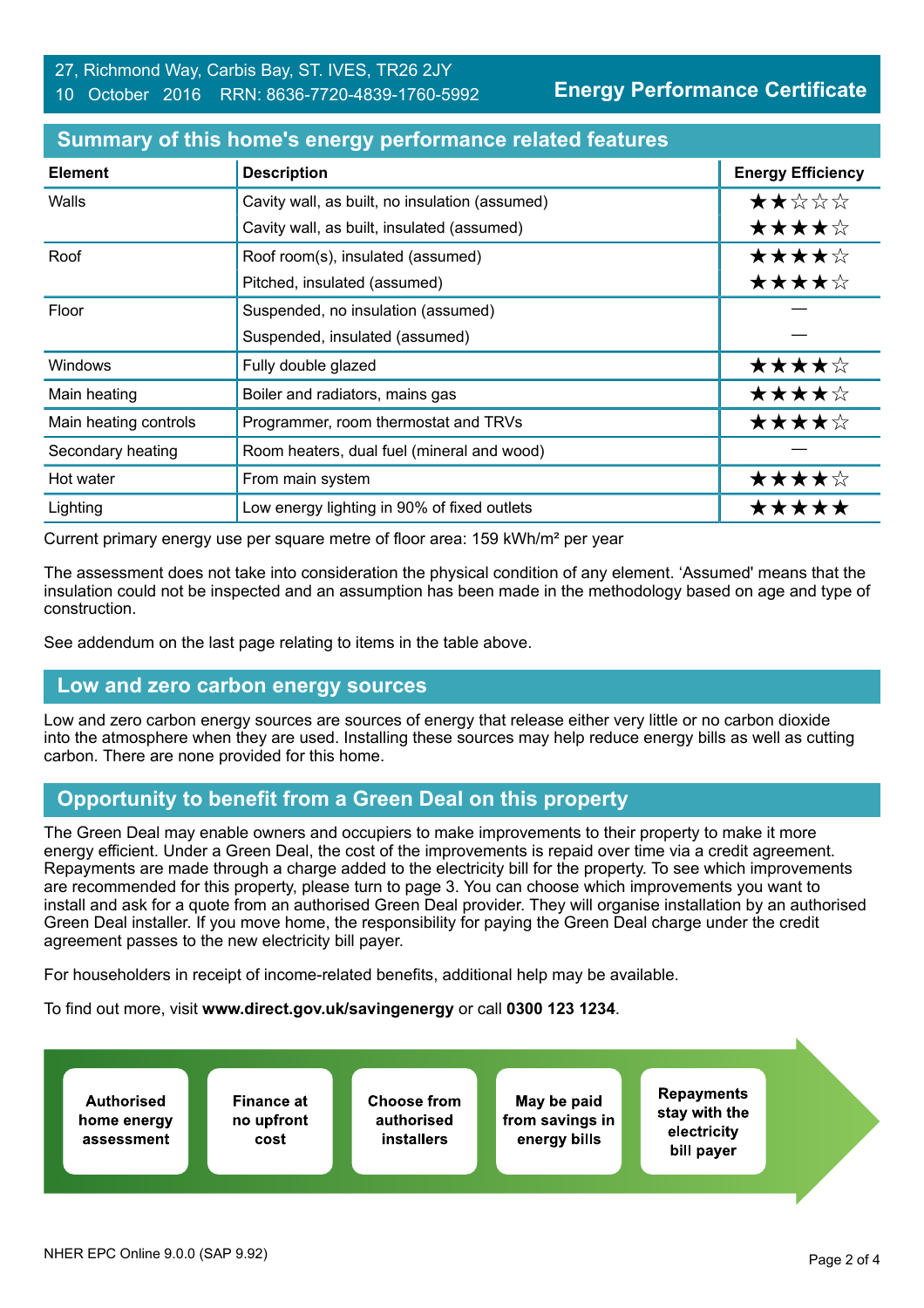27, Richmond Way, Carbis Bay, ST. IVES, TR26 2JY
10 October 2016 RRN: 8636-7720-4839-1760-5992

**Energy Performance Certificate**

## Summary of this home's energy performance related features

| Element | Description | Energy Efficiency |
|---|---|---|
| Walls | Cavity wall, as built, no insulation (assumed) | ★★☆☆☆ |
| | Cavity wall, as built, insulated (assumed) | ★★★★☆ |
| Roof | Roof room(s), insulated (assumed) | ★★★★☆ |
| | Pitched, insulated (assumed) | ★★★★☆ |
| Floor | Suspended, no insulation (assumed) | — |
| | Suspended, insulated (assumed) | — |
| Windows | Fully double glazed | ★★★★☆ |
| Main heating | Boiler and radiators, mains gas | ★★★★☆ |
| Main heating controls | Programmer, room thermostat and TRVs | ★★★★☆ |
| Secondary heating | Room heaters, dual fuel (mineral and wood) | — |
| Hot water | From main system | ★★★★☆ |
| Lighting | Low energy lighting in 90% of fixed outlets | ★★★★★ |

Current primary energy use per square metre of floor area: 159 kWh/m² per year

The assessment does not take into consideration the physical condition of any element. 'Assumed' means that the insulation could not be inspected and an assumption has been made in the methodology based on age and type of construction.

See addendum on the last page relating to items in the table above.

## Low and zero carbon energy sources

Low and zero carbon energy sources are sources of energy that release either very little or no carbon dioxide into the atmosphere when they are used. Installing these sources may help reduce energy bills as well as cutting carbon. There are none provided for this home.

## Opportunity to benefit from a Green Deal on this property

The Green Deal may enable owners and occupiers to make improvements to their property to make it more energy efficient. Under a Green Deal, the cost of the improvements is repaid over time via a credit agreement. Repayments are made through a charge added to the electricity bill for the property. To see which improvements are recommended for this property, please turn to page 3. You can choose which improvements you want to install and ask for a quote from an authorised Green Deal provider. They will organise installation by an authorised Green Deal installer. If you move home, the responsibility for paying the Green Deal charge under the credit agreement passes to the new electricity bill payer.

For householders in receipt of income-related benefits, additional help may be available.

To find out more, visit **www.direct.gov.uk/savingenergy** or call **0300 123 1234**.

- **Authorised home energy assessment**
- **Finance at no upfront cost**
- **Choose from authorised installers**
- **May be paid from savings in energy bills**
- **Repayments stay with the electricity bill payer**

NHER EPC Online 9.0.0 (SAP 9.92)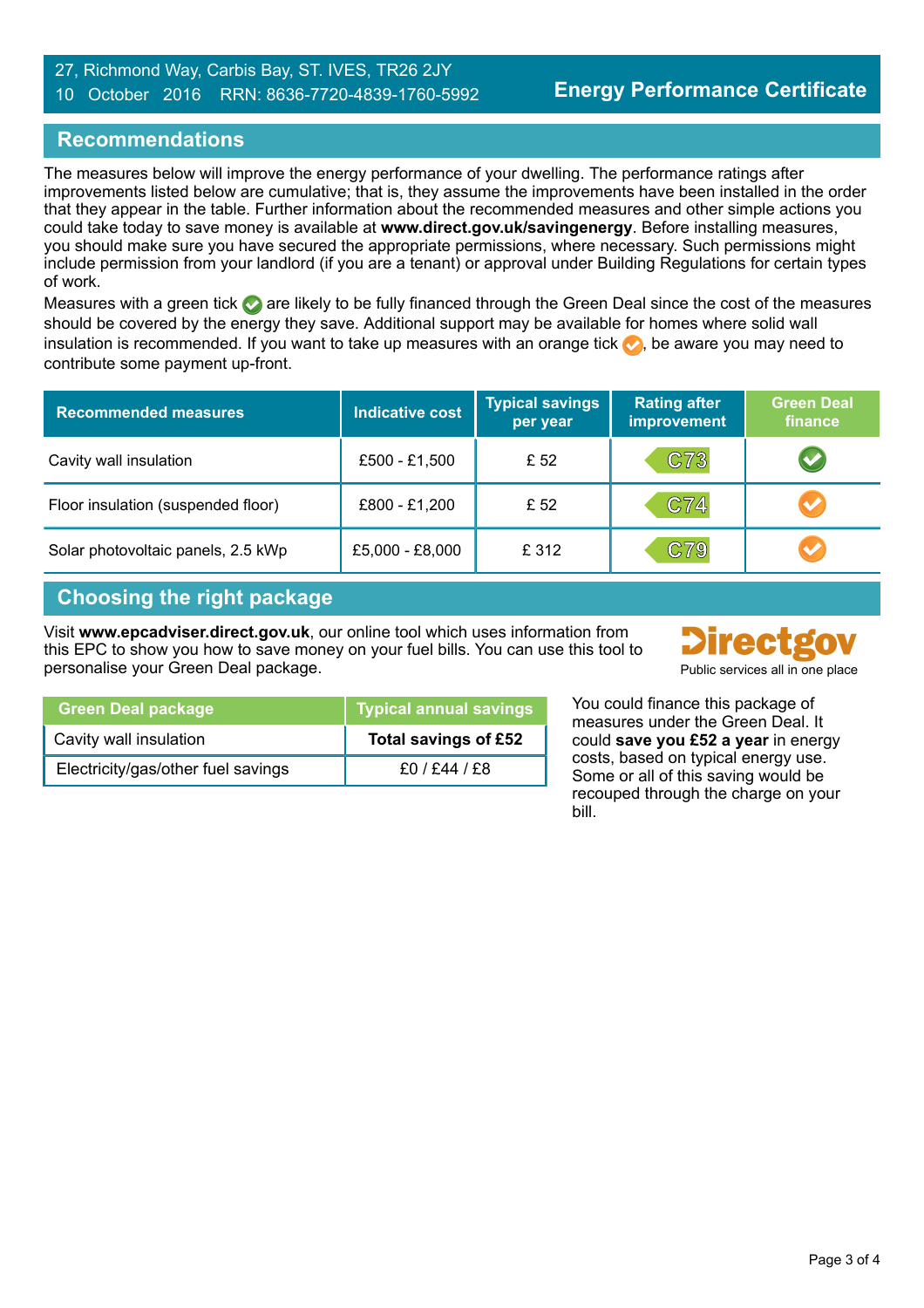27, Richmond Way, Carbis Bay, ST. IVES, TR26 2JY
10 October 2016 RRN: 8636-7720-4839-1760-5992

**Energy Performance Certificate**

## Recommendations

The measures below will improve the energy performance of your dwelling. The performance ratings after improvements listed below are cumulative; that is, they assume the improvements have been installed in the order that they appear in the table. Further information about the recommended measures and other simple actions you could take today to save money is available at **www.direct.gov.uk/savingenergy**. Before installing measures, you should make sure you have secured the appropriate permissions, where necessary. Such permissions might include permission from your landlord (if you are a tenant) or approval under Building Regulations for certain types of work.

Measures with a green tick ✓ are likely to be fully financed through the Green Deal since the cost of the measures should be covered by the energy they save. Additional support may be available for homes where solid wall insulation is recommended. If you want to take up measures with an orange tick ✓, be aware you may need to contribute some payment up-front.

| Recommended measures | Indicative cost | Typical savings per year | Rating after improvement | Green Deal finance |
|---|---|---|---|---|
| Cavity wall insulation | £500 - £1,500 | £ 52 | C73 | ✓ (green) |
| Floor insulation (suspended floor) | £800 - £1,200 | £ 52 | C74 | ✓ (orange) |
| Solar photovoltaic panels, 2.5 kWp | £5,000 - £8,000 | £ 312 | C79 | ✓ (orange) |

## Choosing the right package

Visit **www.epcadviser.direct.gov.uk**, our online tool which uses information from this EPC to show you how to save money on your fuel bills. You can use this tool to personalise your Green Deal package.

Directgov
Public services all in one place

| Green Deal package | Typical annual savings |
|---|---|
| Cavity wall insulation | **Total savings of £52** |
| Electricity/gas/other fuel savings | £0 / £44 / £8 |

You could finance this package of measures under the Green Deal. It could **save you £52 a year** in energy costs, based on typical energy use. Some or all of this saving would be recouped through the charge on your bill.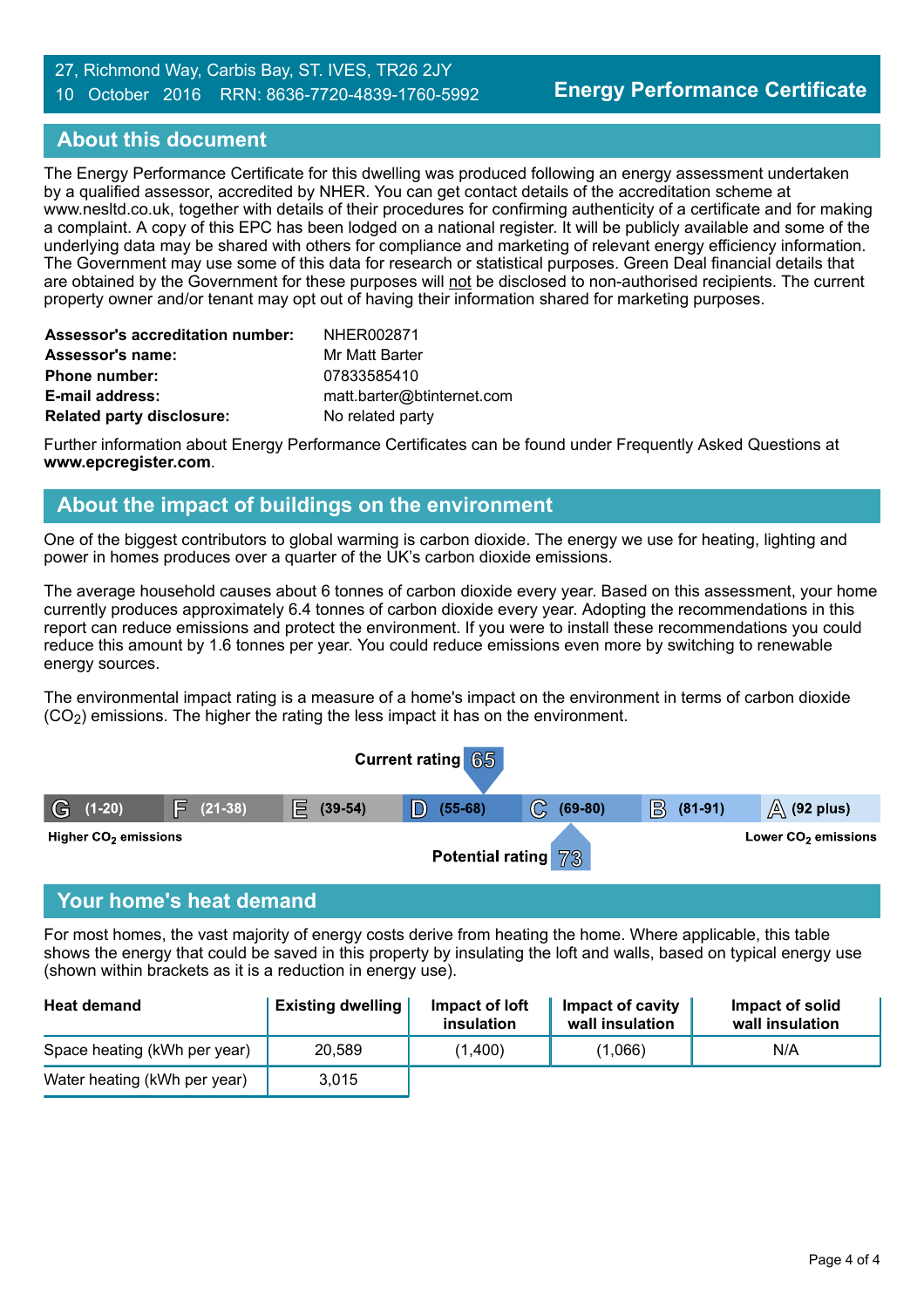27, Richmond Way, Carbis Bay, ST. IVES, TR26 2JY
10 October 2016 RRN: 8636-7720-4839-1760-5992

**Energy Performance Certificate**

## About this document

The Energy Performance Certificate for this dwelling was produced following an energy assessment undertaken by a qualified assessor, accredited by NHER. You can get contact details of the accreditation scheme at www.nesltd.co.uk, together with details of their procedures for confirming authenticity of a certificate and for making a complaint. A copy of this EPC has been lodged on a national register. It will be publicly available and some of the underlying data may be shared with others for compliance and marketing of relevant energy efficiency information. The Government may use some of this data for research or statistical purposes. Green Deal financial details that are obtained by the Government for these purposes will not be disclosed to non-authorised recipients. The current property owner and/or tenant may opt out of having their information shared for marketing purposes.

| | |
|---|---|
| **Assessor's accreditation number:** | NHER002871 |
| **Assessor's name:** | Mr Matt Barter |
| **Phone number:** | 07833585410 |
| **E-mail address:** | matt.barter@btinternet.com |
| **Related party disclosure:** | No related party |

Further information about Energy Performance Certificates can be found under Frequently Asked Questions at **www.epcregister.com**.

## About the impact of buildings on the environment

One of the biggest contributors to global warming is carbon dioxide. The energy we use for heating, lighting and power in homes produces over a quarter of the UK's carbon dioxide emissions.

The average household causes about 6 tonnes of carbon dioxide every year. Based on this assessment, your home currently produces approximately 6.4 tonnes of carbon dioxide every year. Adopting the recommendations in this report can reduce emissions and protect the environment. If you were to install these recommendations you could reduce this amount by 1.6 tonnes per year. You could reduce emissions even more by switching to renewable energy sources.

The environmental impact rating is a measure of a home's impact on the environment in terms of carbon dioxide ($CO_2$) emissions. The higher the rating the less impact it has on the environment.

Current rating 65

G (1-20) F (21-38) E (39-54) D (55-68) C (69-80) B (81-91) A (92 plus)

Higher $CO_2$ emissions

Lower $CO_2$ emissions

Potential rating 73

## Your home's heat demand

For most homes, the vast majority of energy costs derive from heating the home. Where applicable, this table shows the energy that could be saved in this property by insulating the loft and walls, based on typical energy use (shown within brackets as it is a reduction in energy use).

| Heat demand | Existing dwelling | Impact of loft insulation | Impact of cavity wall insulation | Impact of solid wall insulation |
|---|---|---|---|---|
| Space heating (kWh per year) | 20,589 | (1,400) | (1,066) | N/A |
| Water heating (kWh per year) | 3,015 | | | |